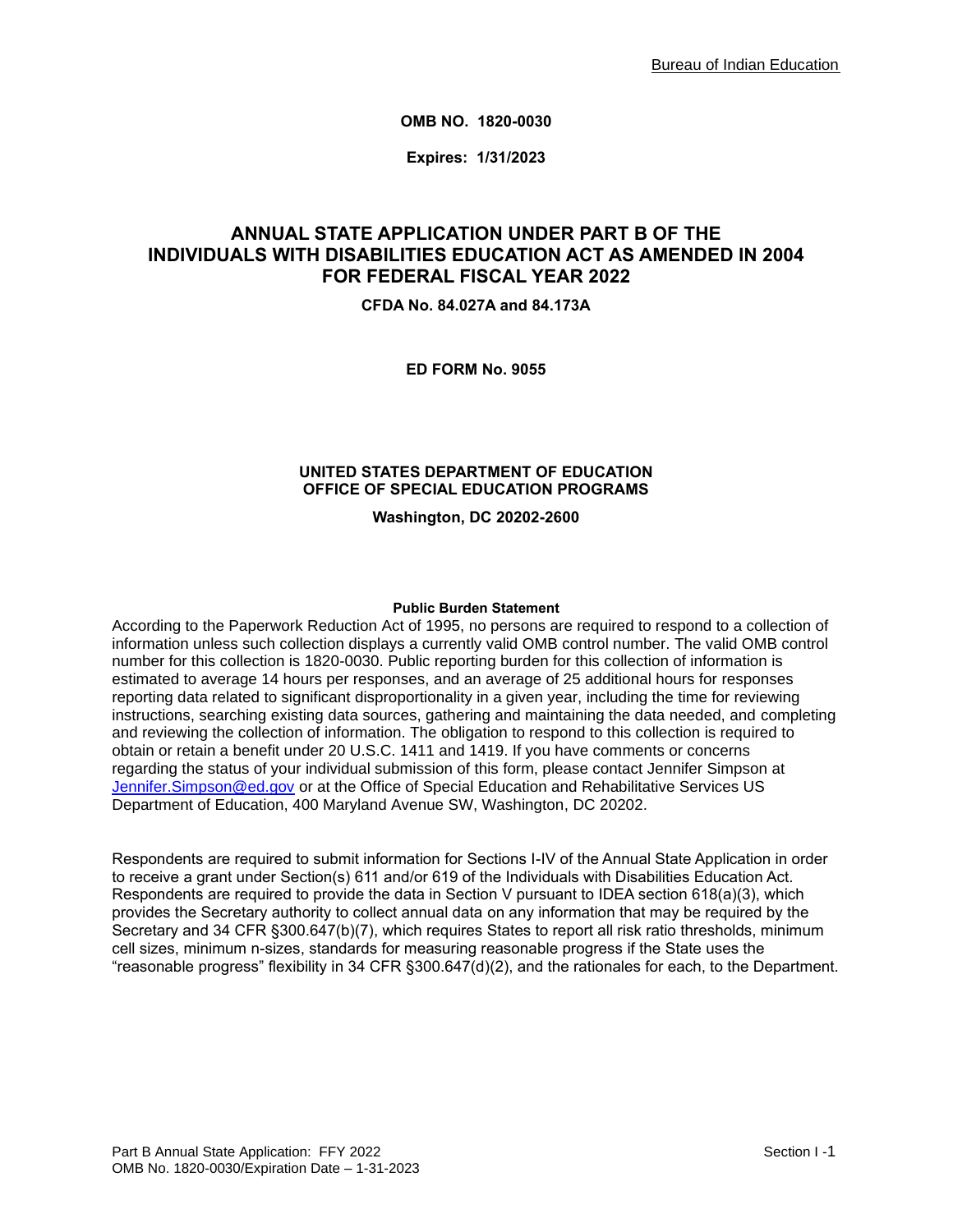**OMB NO. 1820-0030**

**Expires: 1/31/2023**

# ANNUAL STATE APPLICATION UNDER PART B OF THE INDIVIDUALS WITH DISABILITIES EDUCATION ACT AS AMENDED IN 2004 FOR FEDERAL FISCAL YEAR 2022

**CFDA No. 84.027A and 84.173A**

**ED FORM No. 9055**

**UNITED STATES DEPARTMENT OF EDUCATION**
**OFFICE OF SPECIAL EDUCATION PROGRAMS**

**Washington, DC 20202-2600**

**Public Burden Statement**

According to the Paperwork Reduction Act of 1995, no persons are required to respond to a collection of information unless such collection displays a currently valid OMB control number. The valid OMB control number for this collection is 1820-0030. Public reporting burden for this collection of information is estimated to average 14 hours per responses, and an average of 25 additional hours for responses reporting data related to significant disproportionality in a given year, including the time for reviewing instructions, searching existing data sources, gathering and maintaining the data needed, and completing and reviewing the collection of information. The obligation to respond to this collection is required to obtain or retain a benefit under 20 U.S.C. 1411 and 1419. If you have comments or concerns regarding the status of your individual submission of this form, please contact Jennifer Simpson at Jennifer.Simpson@ed.gov or at the Office of Special Education and Rehabilitative Services US Department of Education, 400 Maryland Avenue SW, Washington, DC 20202.

Respondents are required to submit information for Sections I-IV of the Annual State Application in order to receive a grant under Section(s) 611 and/or 619 of the Individuals with Disabilities Education Act. Respondents are required to provide the data in Section V pursuant to IDEA section 618(a)(3), which provides the Secretary authority to collect annual data on any information that may be required by the Secretary and 34 CFR §300.647(b)(7), which requires States to report all risk ratio thresholds, minimum cell sizes, minimum n-sizes, standards for measuring reasonable progress if the State uses the "reasonable progress" flexibility in 34 CFR §300.647(d)(2), and the rationales for each, to the Department.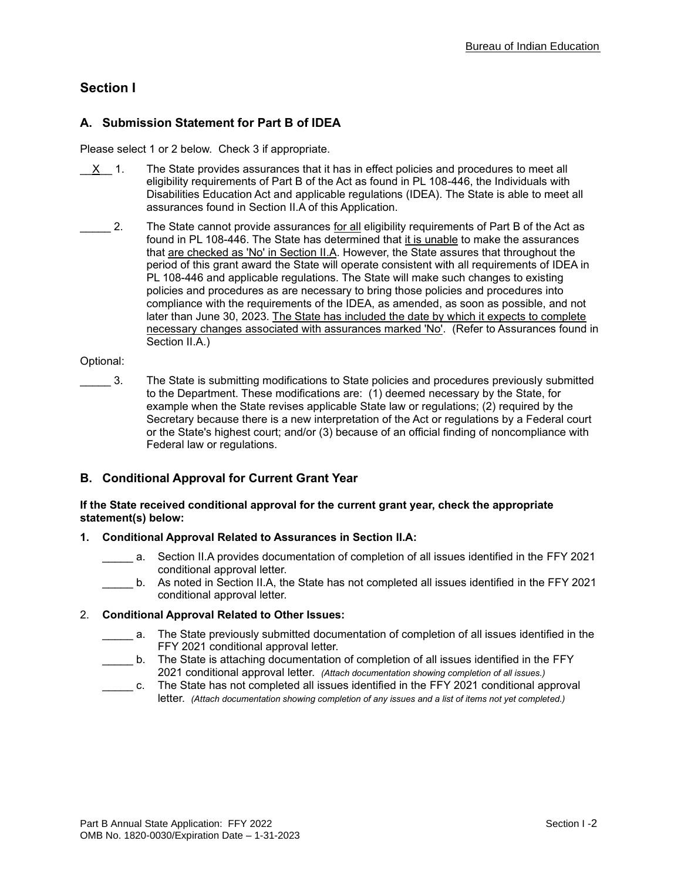## Section I

### A. Submission Statement for Part B of IDEA

Please select 1 or 2 below. Check 3 if appropriate.

__X__ 1. The State provides assurances that it has in effect policies and procedures to meet all eligibility requirements of Part B of the Act as found in PL 108-446, the Individuals with Disabilities Education Act and applicable regulations (IDEA). The State is able to meet all assurances found in Section II.A of this Application.

_____ 2. The State cannot provide assurances for all eligibility requirements of Part B of the Act as found in PL 108-446. The State has determined that it is unable to make the assurances that are checked as 'No' in Section II.A. However, the State assures that throughout the period of this grant award the State will operate consistent with all requirements of IDEA in PL 108-446 and applicable regulations. The State will make such changes to existing policies and procedures as are necessary to bring those policies and procedures into compliance with the requirements of the IDEA, as amended, as soon as possible, and not later than June 30, 2023. The State has included the date by which it expects to complete necessary changes associated with assurances marked 'No'. (Refer to Assurances found in Section II.A.)

Optional:

_____ 3. The State is submitting modifications to State policies and procedures previously submitted to the Department. These modifications are: (1) deemed necessary by the State, for example when the State revises applicable State law or regulations; (2) required by the Secretary because there is a new interpretation of the Act or regulations by a Federal court or the State's highest court; and/or (3) because of an official finding of noncompliance with Federal law or regulations.

### B. Conditional Approval for Current Grant Year

**If the State received conditional approval for the current grant year, check the appropriate statement(s) below:**

**1. Conditional Approval Related to Assurances in Section II.A:**

_____ a. Section II.A provides documentation of completion of all issues identified in the FFY 2021 conditional approval letter.

_____ b. As noted in Section II.A, the State has not completed all issues identified in the FFY 2021 conditional approval letter.

2. **Conditional Approval Related to Other Issues:**

_____ a. The State previously submitted documentation of completion of all issues identified in the FFY 2021 conditional approval letter.

_____ b. The State is attaching documentation of completion of all issues identified in the FFY 2021 conditional approval letter. *(Attach documentation showing completion of all issues.)*

_____ c. The State has not completed all issues identified in the FFY 2021 conditional approval letter. *(Attach documentation showing completion of any issues and a list of items not yet completed.)*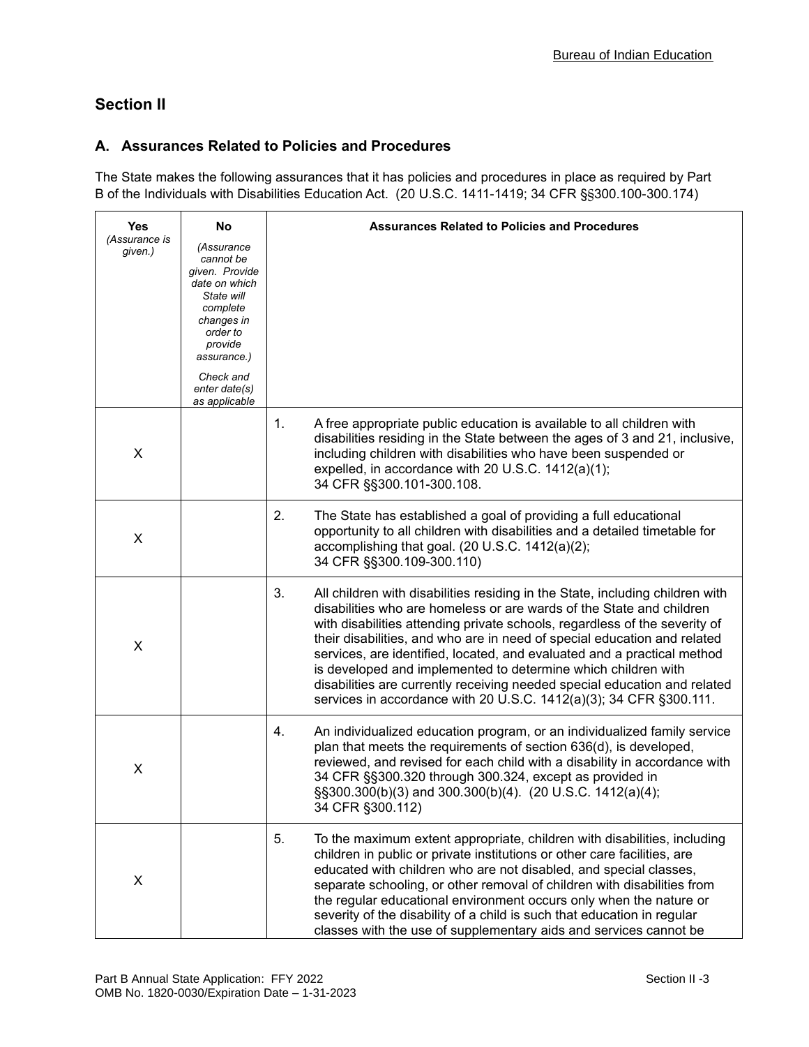## Section II

### A. Assurances Related to Policies and Procedures

The State makes the following assurances that it has policies and procedures in place as required by Part B of the Individuals with Disabilities Education Act. (20 U.S.C. 1411-1419; 34 CFR §§300.100-300.174)

| Yes *(Assurance is given.)* | No *(Assurance cannot be given. Provide date on which State will complete changes in order to provide assurance.)* *Check and enter date(s) as applicable* | Assurances Related to Policies and Procedures |
|---|---|---|
| X | | 1. A free appropriate public education is available to all children with disabilities residing in the State between the ages of 3 and 21, inclusive, including children with disabilities who have been suspended or expelled, in accordance with 20 U.S.C. 1412(a)(1); 34 CFR §§300.101-300.108. |
| X | | 2. The State has established a goal of providing a full educational opportunity to all children with disabilities and a detailed timetable for accomplishing that goal. (20 U.S.C. 1412(a)(2); 34 CFR §§300.109-300.110) |
| X | | 3. All children with disabilities residing in the State, including children with disabilities who are homeless or are wards of the State and children with disabilities attending private schools, regardless of the severity of their disabilities, and who are in need of special education and related services, are identified, located, and evaluated and a practical method is developed and implemented to determine which children with disabilities are currently receiving needed special education and related services in accordance with 20 U.S.C. 1412(a)(3); 34 CFR §300.111. |
| X | | 4. An individualized education program, or an individualized family service plan that meets the requirements of section 636(d), is developed, reviewed, and revised for each child with a disability in accordance with 34 CFR §§300.320 through 300.324, except as provided in §§300.300(b)(3) and 300.300(b)(4). (20 U.S.C. 1412(a)(4); 34 CFR §300.112) |
| X | | 5. To the maximum extent appropriate, children with disabilities, including children in public or private institutions or other care facilities, are educated with children who are not disabled, and special classes, separate schooling, or other removal of children with disabilities from the regular educational environment occurs only when the nature or severity of the disability of a child is such that education in regular classes with the use of supplementary aids and services cannot be |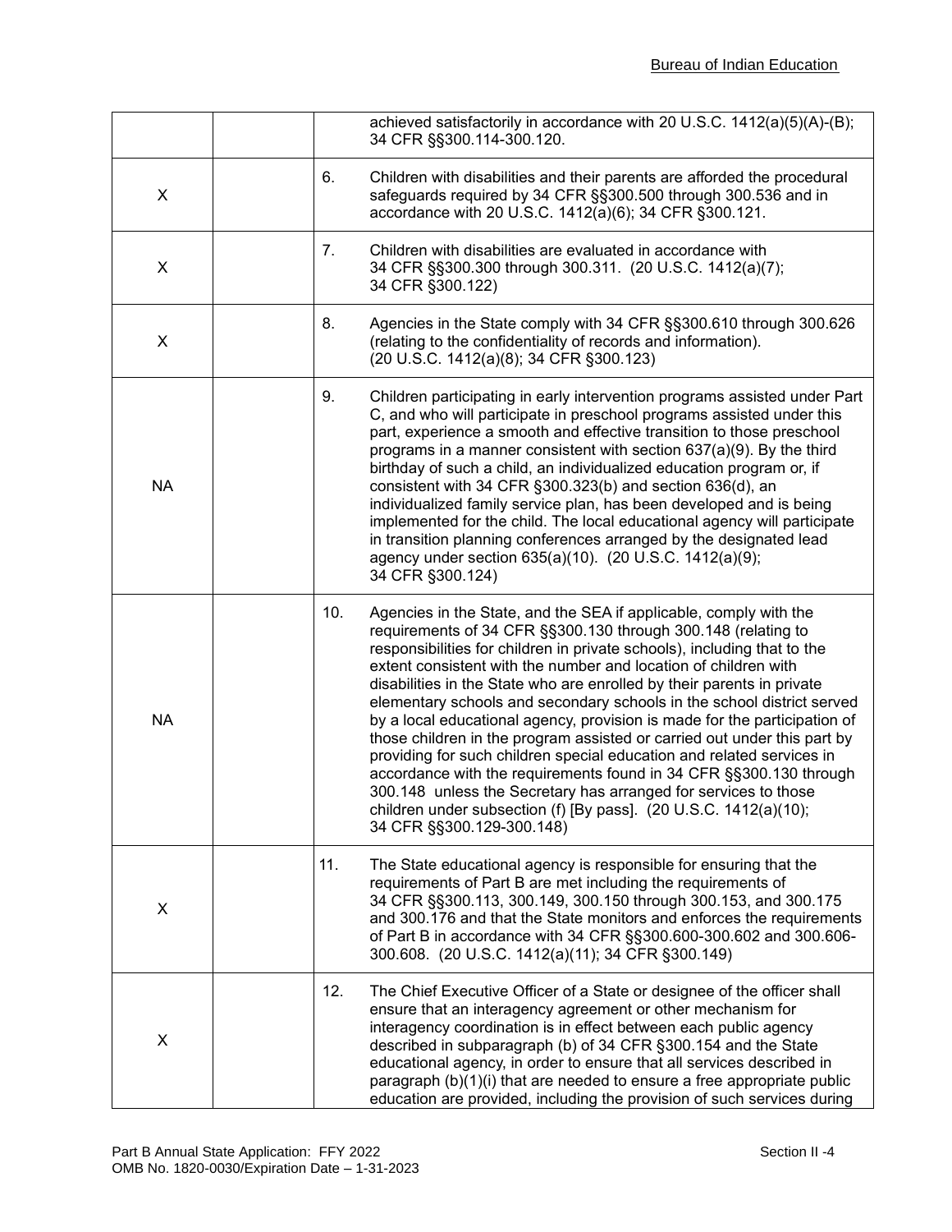| | | | |
|---|---|---|---|
| | | | achieved satisfactorily in accordance with 20 U.S.C. 1412(a)(5)(A)-(B); 34 CFR §§300.114-300.120. |
| X | | 6. | Children with disabilities and their parents are afforded the procedural safeguards required by 34 CFR §§300.500 through 300.536 and in accordance with 20 U.S.C. 1412(a)(6); 34 CFR §300.121. |
| X | | 7. | Children with disabilities are evaluated in accordance with 34 CFR §§300.300 through 300.311. (20 U.S.C. 1412(a)(7); 34 CFR §300.122) |
| X | | 8. | Agencies in the State comply with 34 CFR §§300.610 through 300.626 (relating to the confidentiality of records and information). (20 U.S.C. 1412(a)(8); 34 CFR §300.123) |
| NA | | 9. | Children participating in early intervention programs assisted under Part C, and who will participate in preschool programs assisted under this part, experience a smooth and effective transition to those preschool programs in a manner consistent with section 637(a)(9). By the third birthday of such a child, an individualized education program or, if consistent with 34 CFR §300.323(b) and section 636(d), an individualized family service plan, has been developed and is being implemented for the child. The local educational agency will participate in transition planning conferences arranged by the designated lead agency under section 635(a)(10). (20 U.S.C. 1412(a)(9); 34 CFR §300.124) |
| NA | | 10. | Agencies in the State, and the SEA if applicable, comply with the requirements of 34 CFR §§300.130 through 300.148 (relating to responsibilities for children in private schools), including that to the extent consistent with the number and location of children with disabilities in the State who are enrolled by their parents in private elementary schools and secondary schools in the school district served by a local educational agency, provision is made for the participation of those children in the program assisted or carried out under this part by providing for such children special education and related services in accordance with the requirements found in 34 CFR §§300.130 through 300.148 unless the Secretary has arranged for services to those children under subsection (f) [By pass]. (20 U.S.C. 1412(a)(10); 34 CFR §§300.129-300.148) |
| X | | 11. | The State educational agency is responsible for ensuring that the requirements of Part B are met including the requirements of 34 CFR §§300.113, 300.149, 300.150 through 300.153, and 300.175 and 300.176 and that the State monitors and enforces the requirements of Part B in accordance with 34 CFR §§300.600-300.602 and 300.606-300.608. (20 U.S.C. 1412(a)(11); 34 CFR §300.149) |
| X | | 12. | The Chief Executive Officer of a State or designee of the officer shall ensure that an interagency agreement or other mechanism for interagency coordination is in effect between each public agency described in subparagraph (b) of 34 CFR §300.154 and the State educational agency, in order to ensure that all services described in paragraph (b)(1)(i) that are needed to ensure a free appropriate public education are provided, including the provision of such services during |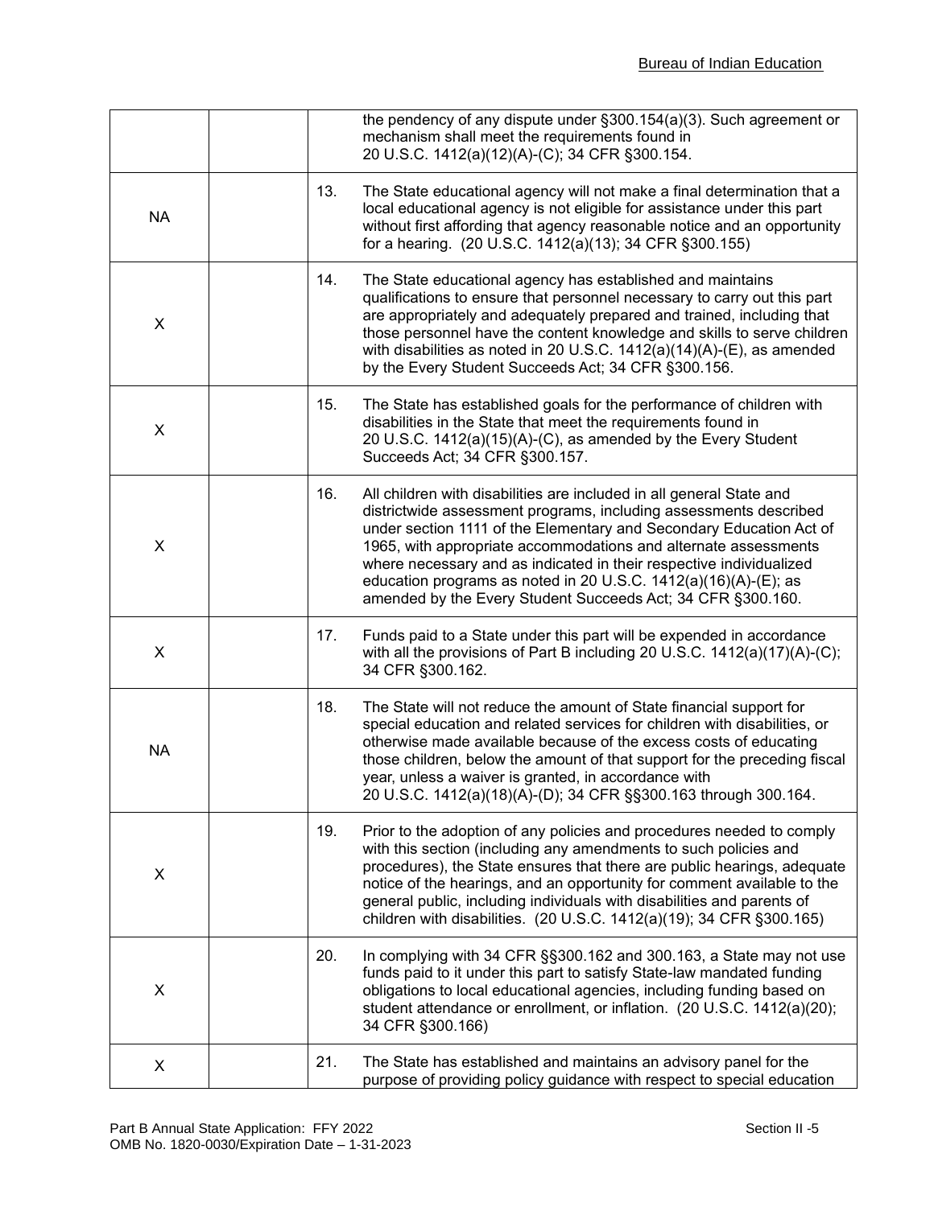| | | |
|---|---|---|
| | | the pendency of any dispute under §300.154(a)(3). Such agreement or mechanism shall meet the requirements found in 20 U.S.C. 1412(a)(12)(A)-(C); 34 CFR §300.154. |
| NA | | 13. The State educational agency will not make a final determination that a local educational agency is not eligible for assistance under this part without first affording that agency reasonable notice and an opportunity for a hearing. (20 U.S.C. 1412(a)(13); 34 CFR §300.155) |
| X | | 14. The State educational agency has established and maintains qualifications to ensure that personnel necessary to carry out this part are appropriately and adequately prepared and trained, including that those personnel have the content knowledge and skills to serve children with disabilities as noted in 20 U.S.C. 1412(a)(14)(A)-(E), as amended by the Every Student Succeeds Act; 34 CFR §300.156. |
| X | | 15. The State has established goals for the performance of children with disabilities in the State that meet the requirements found in 20 U.S.C. 1412(a)(15)(A)-(C), as amended by the Every Student Succeeds Act; 34 CFR §300.157. |
| X | | 16. All children with disabilities are included in all general State and districtwide assessment programs, including assessments described under section 1111 of the Elementary and Secondary Education Act of 1965, with appropriate accommodations and alternate assessments where necessary and as indicated in their respective individualized education programs as noted in 20 U.S.C. 1412(a)(16)(A)-(E); as amended by the Every Student Succeeds Act; 34 CFR §300.160. |
| X | | 17. Funds paid to a State under this part will be expended in accordance with all the provisions of Part B including 20 U.S.C. 1412(a)(17)(A)-(C); 34 CFR §300.162. |
| NA | | 18. The State will not reduce the amount of State financial support for special education and related services for children with disabilities, or otherwise made available because of the excess costs of educating those children, below the amount of that support for the preceding fiscal year, unless a waiver is granted, in accordance with 20 U.S.C. 1412(a)(18)(A)-(D); 34 CFR §§300.163 through 300.164. |
| X | | 19. Prior to the adoption of any policies and procedures needed to comply with this section (including any amendments to such policies and procedures), the State ensures that there are public hearings, adequate notice of the hearings, and an opportunity for comment available to the general public, including individuals with disabilities and parents of children with disabilities. (20 U.S.C. 1412(a)(19); 34 CFR §300.165) |
| X | | 20. In complying with 34 CFR §§300.162 and 300.163, a State may not use funds paid to it under this part to satisfy State-law mandated funding obligations to local educational agencies, including funding based on student attendance or enrollment, or inflation. (20 U.S.C. 1412(a)(20); 34 CFR §300.166) |
| X | | 21. The State has established and maintains an advisory panel for the purpose of providing policy guidance with respect to special education |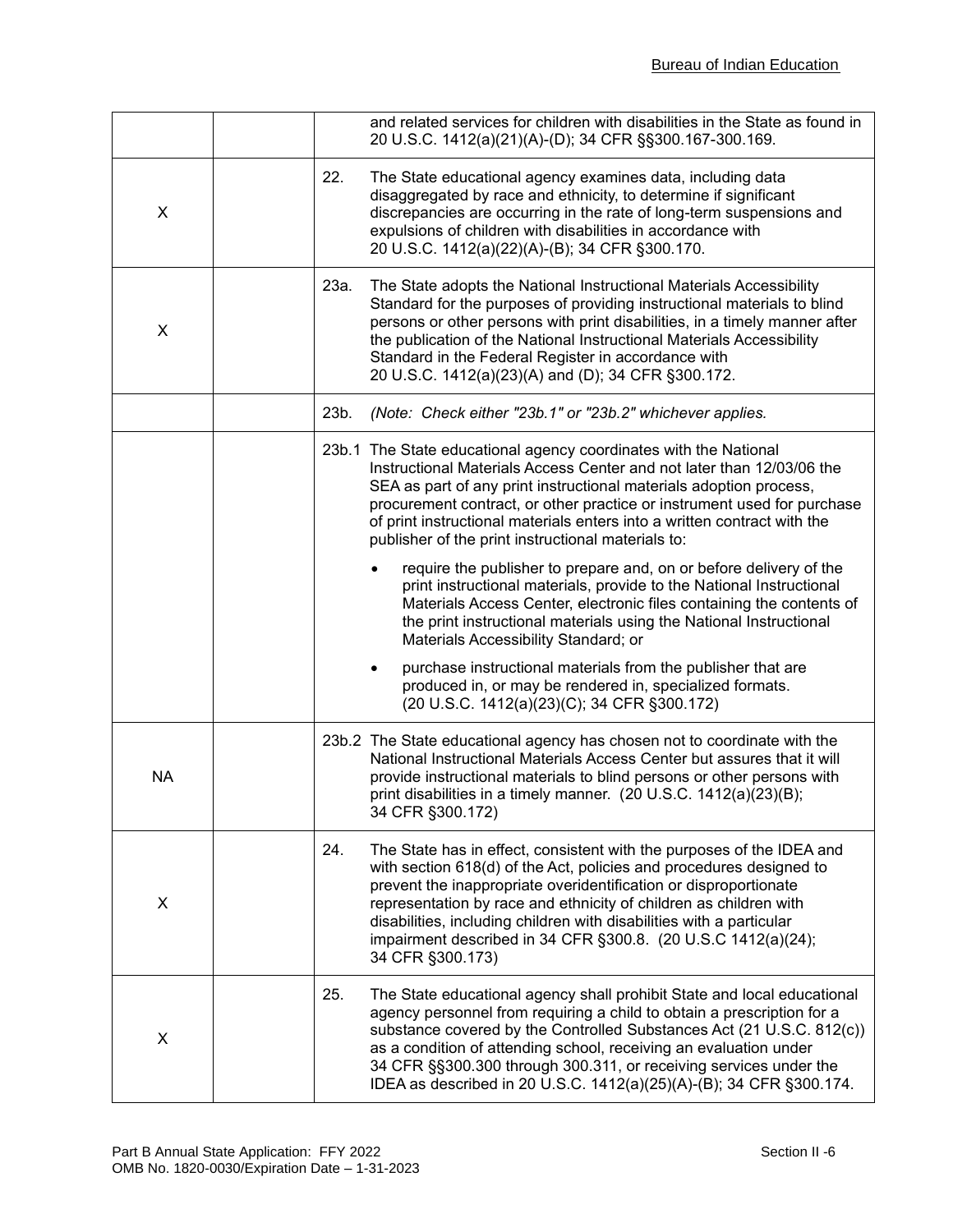| | | |
|---|---|---|
| | | and related services for children with disabilities in the State as found in 20 U.S.C. 1412(a)(21)(A)-(D); 34 CFR §§300.167-300.169. |
| X | | 22. The State educational agency examines data, including data disaggregated by race and ethnicity, to determine if significant discrepancies are occurring in the rate of long-term suspensions and expulsions of children with disabilities in accordance with 20 U.S.C. 1412(a)(22)(A)-(B); 34 CFR §300.170. |
| X | | 23a. The State adopts the National Instructional Materials Accessibility Standard for the purposes of providing instructional materials to blind persons or other persons with print disabilities, in a timely manner after the publication of the National Instructional Materials Accessibility Standard in the Federal Register in accordance with 20 U.S.C. 1412(a)(23)(A) and (D); 34 CFR §300.172. |
| | | 23b. *(Note: Check either "23b.1" or "23b.2" whichever applies.* |
| | | 23b.1 The State educational agency coordinates with the National Instructional Materials Access Center and not later than 12/03/06 the SEA as part of any print instructional materials adoption process, procurement contract, or other practice or instrument used for purchase of print instructional materials enters into a written contract with the publisher of the print instructional materials to: <br>• require the publisher to prepare and, on or before delivery of the print instructional materials, provide to the National Instructional Materials Access Center, electronic files containing the contents of the print instructional materials using the National Instructional Materials Accessibility Standard; or <br>• purchase instructional materials from the publisher that are produced in, or may be rendered in, specialized formats. (20 U.S.C. 1412(a)(23)(C); 34 CFR §300.172) |
| NA | | 23b.2 The State educational agency has chosen not to coordinate with the National Instructional Materials Access Center but assures that it will provide instructional materials to blind persons or other persons with print disabilities in a timely manner. (20 U.S.C. 1412(a)(23)(B); 34 CFR §300.172) |
| X | | 24. The State has in effect, consistent with the purposes of the IDEA and with section 618(d) of the Act, policies and procedures designed to prevent the inappropriate overidentification or disproportionate representation by race and ethnicity of children as children with disabilities, including children with disabilities with a particular impairment described in 34 CFR §300.8. (20 U.S.C 1412(a)(24); 34 CFR §300.173) |
| X | | 25. The State educational agency shall prohibit State and local educational agency personnel from requiring a child to obtain a prescription for a substance covered by the Controlled Substances Act (21 U.S.C. 812(c)) as a condition of attending school, receiving an evaluation under 34 CFR §§300.300 through 300.311, or receiving services under the IDEA as described in 20 U.S.C. 1412(a)(25)(A)-(B); 34 CFR §300.174. |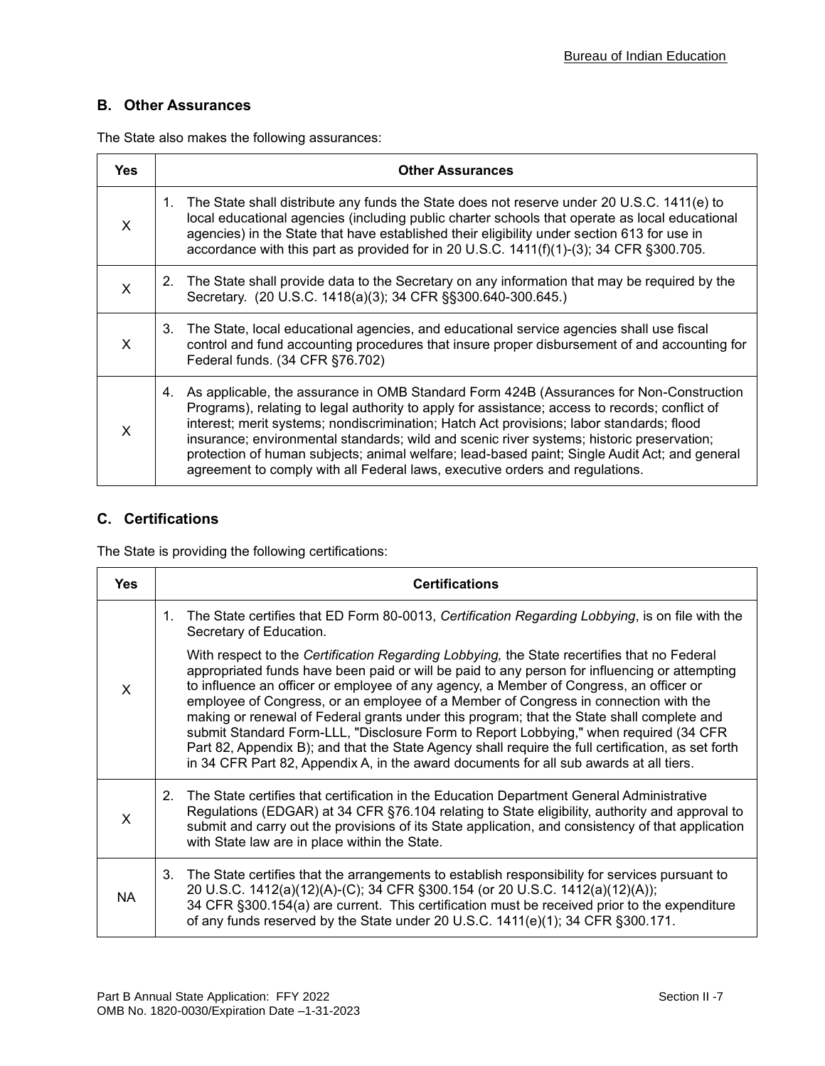## B. Other Assurances

The State also makes the following assurances:

| Yes | Other Assurances |
|---|---|
| X | 1. The State shall distribute any funds the State does not reserve under 20 U.S.C. 1411(e) to local educational agencies (including public charter schools that operate as local educational agencies) in the State that have established their eligibility under section 613 for use in accordance with this part as provided for in 20 U.S.C. 1411(f)(1)-(3); 34 CFR §300.705. |
| X | 2. The State shall provide data to the Secretary on any information that may be required by the Secretary. (20 U.S.C. 1418(a)(3); 34 CFR §§300.640-300.645.) |
| X | 3. The State, local educational agencies, and educational service agencies shall use fiscal control and fund accounting procedures that insure proper disbursement of and accounting for Federal funds. (34 CFR §76.702) |
| X | 4. As applicable, the assurance in OMB Standard Form 424B (Assurances for Non-Construction Programs), relating to legal authority to apply for assistance; access to records; conflict of interest; merit systems; nondiscrimination; Hatch Act provisions; labor standards; flood insurance; environmental standards; wild and scenic river systems; historic preservation; protection of human subjects; animal welfare; lead-based paint; Single Audit Act; and general agreement to comply with all Federal laws, executive orders and regulations. |

## C. Certifications

The State is providing the following certifications:

| Yes | Certifications |
|---|---|
| X | 1. The State certifies that ED Form 80-0013, *Certification Regarding Lobbying*, is on file with the Secretary of Education.<br><br>With respect to the *Certification Regarding Lobbying,* the State recertifies that no Federal appropriated funds have been paid or will be paid to any person for influencing or attempting to influence an officer or employee of any agency, a Member of Congress, an officer or employee of Congress, or an employee of a Member of Congress in connection with the making or renewal of Federal grants under this program; that the State shall complete and submit Standard Form-LLL, "Disclosure Form to Report Lobbying," when required (34 CFR Part 82, Appendix B); and that the State Agency shall require the full certification, as set forth in 34 CFR Part 82, Appendix A, in the award documents for all sub awards at all tiers. |
| X | 2. The State certifies that certification in the Education Department General Administrative Regulations (EDGAR) at 34 CFR §76.104 relating to State eligibility, authority and approval to submit and carry out the provisions of its State application, and consistency of that application with State law are in place within the State. |
| NA | 3. The State certifies that the arrangements to establish responsibility for services pursuant to 20 U.S.C. 1412(a)(12)(A)-(C); 34 CFR §300.154 (or 20 U.S.C. 1412(a)(12)(A)); 34 CFR §300.154(a) are current. This certification must be received prior to the expenditure of any funds reserved by the State under 20 U.S.C. 1411(e)(1); 34 CFR §300.171. |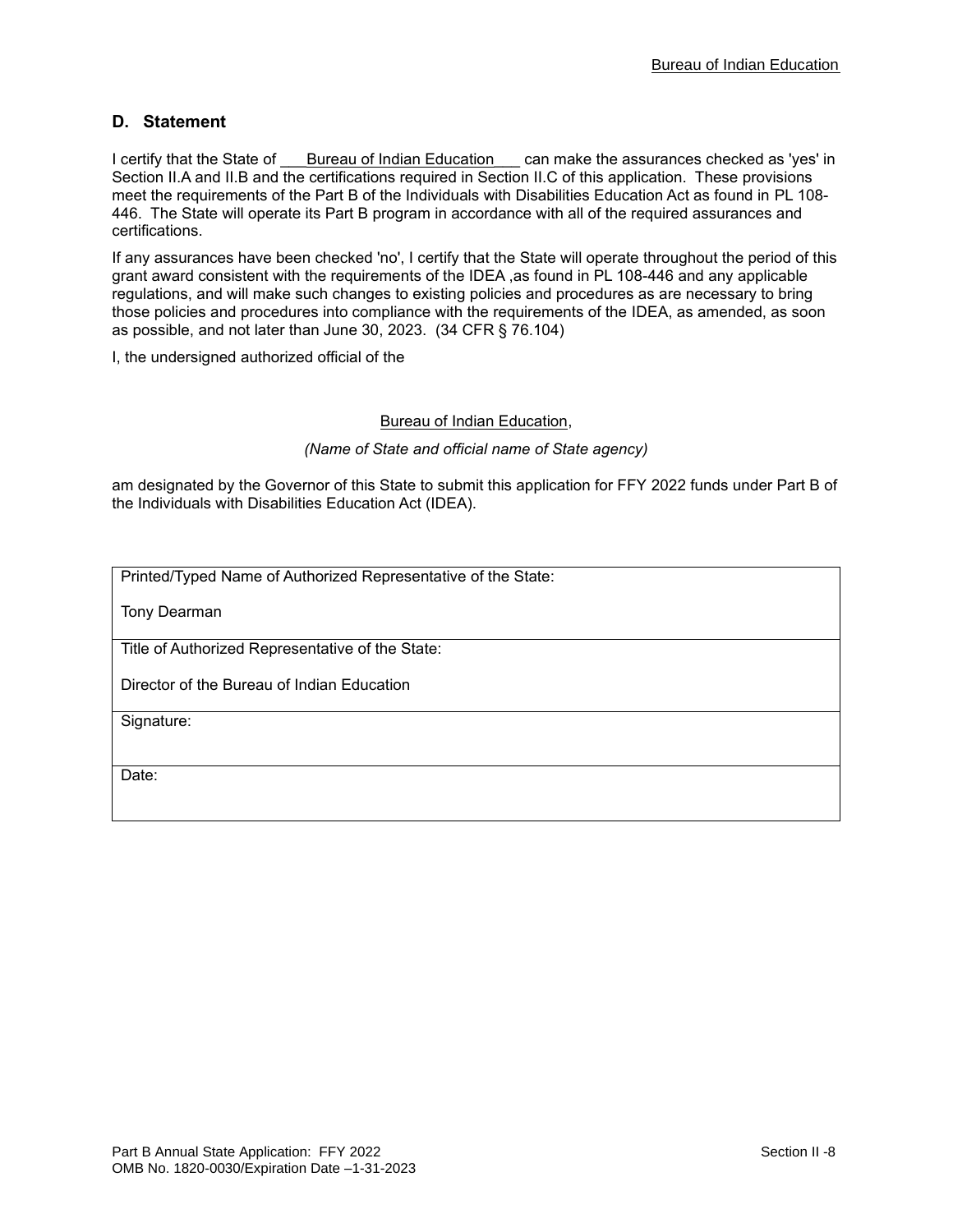## D. Statement

I certify that the State of ___Bureau of Indian Education___ can make the assurances checked as 'yes' in Section II.A and II.B and the certifications required in Section II.C of this application. These provisions meet the requirements of the Part B of the Individuals with Disabilities Education Act as found in PL 108-446. The State will operate its Part B program in accordance with all of the required assurances and certifications.

If any assurances have been checked 'no', I certify that the State will operate throughout the period of this grant award consistent with the requirements of the IDEA ,as found in PL 108-446 and any applicable regulations, and will make such changes to existing policies and procedures as are necessary to bring those policies and procedures into compliance with the requirements of the IDEA, as amended, as soon as possible, and not later than June 30, 2023. (34 CFR § 76.104)

I, the undersigned authorized official of the

Bureau of Indian Education,

*(Name of State and official name of State agency)*

am designated by the Governor of this State to submit this application for FFY 2022 funds under Part B of the Individuals with Disabilities Education Act (IDEA).

| Printed/Typed Name of Authorized Representative of the State: |
| --- |
| Tony Dearman |
| Title of Authorized Representative of the State: |
| Director of the Bureau of Indian Education |
| Signature: |
| Date: |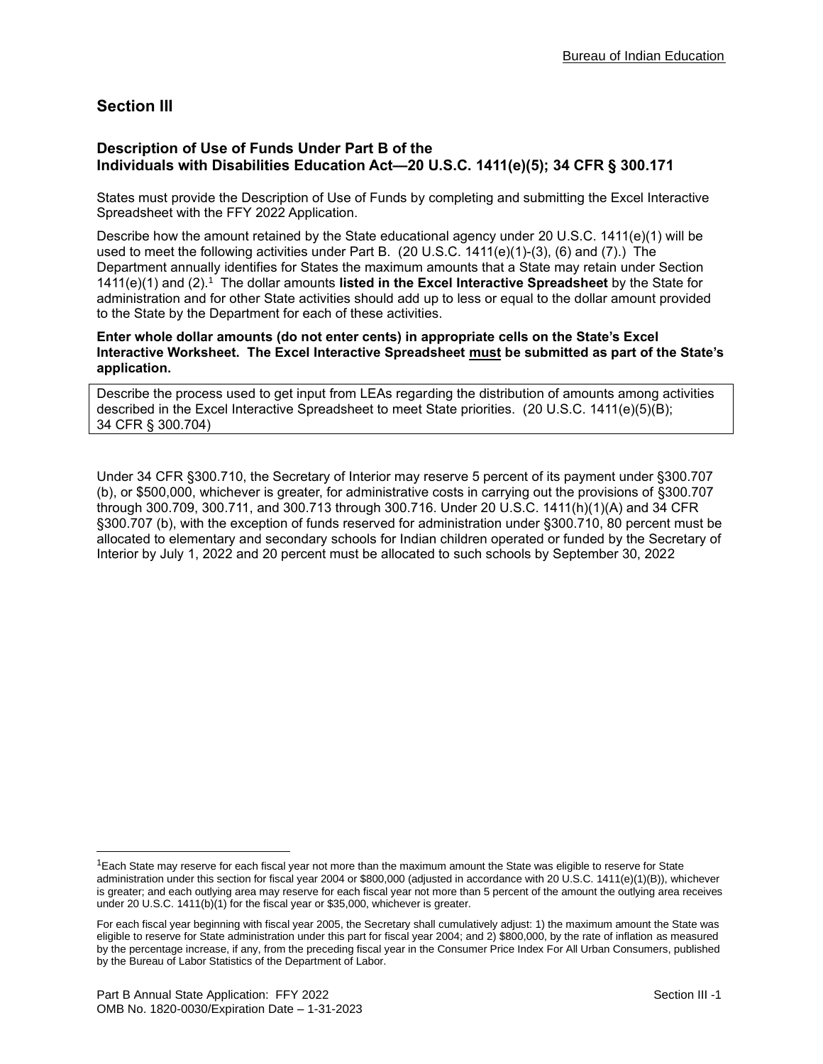## Section III

### Description of Use of Funds Under Part B of the Individuals with Disabilities Education Act—20 U.S.C. 1411(e)(5); 34 CFR § 300.171

States must provide the Description of Use of Funds by completing and submitting the Excel Interactive Spreadsheet with the FFY 2022 Application.

Describe how the amount retained by the State educational agency under 20 U.S.C. 1411(e)(1) will be used to meet the following activities under Part B. (20 U.S.C. 1411(e)(1)-(3), (6) and (7).) The Department annually identifies for States the maximum amounts that a State may retain under Section 1411(e)(1) and (2).[1] The dollar amounts **listed in the Excel Interactive Spreadsheet** by the State for administration and for other State activities should add up to less or equal to the dollar amount provided to the State by the Department for each of these activities.

**Enter whole dollar amounts (do not enter cents) in appropriate cells on the State's Excel Interactive Worksheet. The Excel Interactive Spreadsheet must be submitted as part of the State's application.**

| Describe the process used to get input from LEAs regarding the distribution of amounts among activities described in the Excel Interactive Spreadsheet to meet State priorities. (20 U.S.C. 1411(e)(5)(B); 34 CFR § 300.704) |
|---|

Under 34 CFR §300.710, the Secretary of Interior may reserve 5 percent of its payment under §300.707 (b), or $500,000, whichever is greater, for administrative costs in carrying out the provisions of §300.707 through 300.709, 300.711, and 300.713 through 300.716. Under 20 U.S.C. 1411(h)(1)(A) and 34 CFR §300.707 (b), with the exception of funds reserved for administration under §300.710, 80 percent must be allocated to elementary and secondary schools for Indian children operated or funded by the Secretary of Interior by July 1, 2022 and 20 percent must be allocated to such schools by September 30, 2022

---

[1]Each State may reserve for each fiscal year not more than the maximum amount the State was eligible to reserve for State administration under this section for fiscal year 2004 or $800,000 (adjusted in accordance with 20 U.S.C. 1411(e)(1)(B)), whichever is greater; and each outlying area may reserve for each fiscal year not more than 5 percent of the amount the outlying area receives under 20 U.S.C. 1411(b)(1) for the fiscal year or $35,000, whichever is greater.

For each fiscal year beginning with fiscal year 2005, the Secretary shall cumulatively adjust: 1) the maximum amount the State was eligible to reserve for State administration under this part for fiscal year 2004; and 2) $800,000, by the rate of inflation as measured by the percentage increase, if any, from the preceding fiscal year in the Consumer Price Index For All Urban Consumers, published by the Bureau of Labor Statistics of the Department of Labor.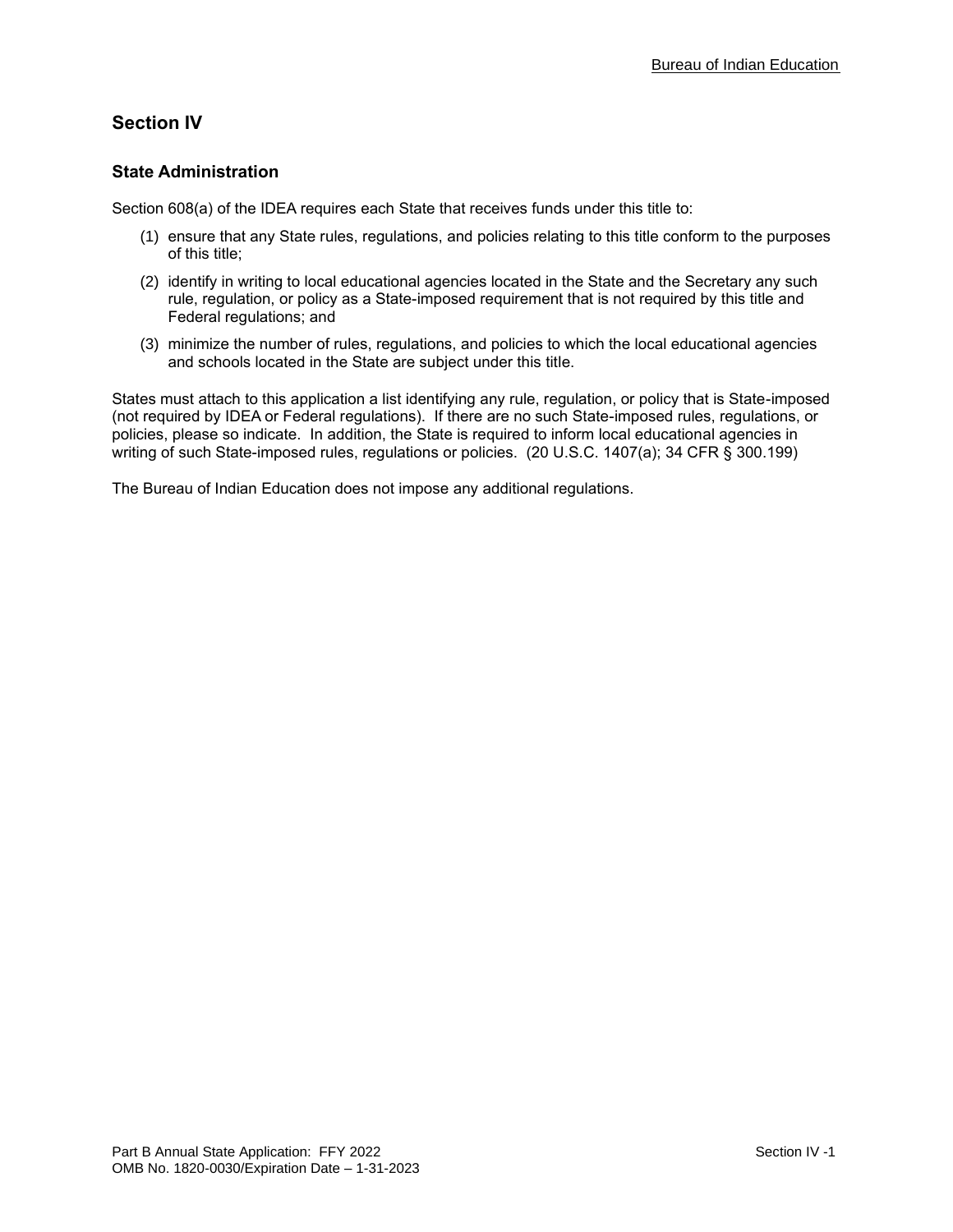## Section IV

### State Administration

Section 608(a) of the IDEA requires each State that receives funds under this title to:

(1) ensure that any State rules, regulations, and policies relating to this title conform to the purposes of this title;

(2) identify in writing to local educational agencies located in the State and the Secretary any such rule, regulation, or policy as a State-imposed requirement that is not required by this title and Federal regulations; and

(3) minimize the number of rules, regulations, and policies to which the local educational agencies and schools located in the State are subject under this title.

States must attach to this application a list identifying any rule, regulation, or policy that is State-imposed (not required by IDEA or Federal regulations). If there are no such State-imposed rules, regulations, or policies, please so indicate. In addition, the State is required to inform local educational agencies in writing of such State-imposed rules, regulations or policies. (20 U.S.C. 1407(a); 34 CFR § 300.199)

The Bureau of Indian Education does not impose any additional regulations.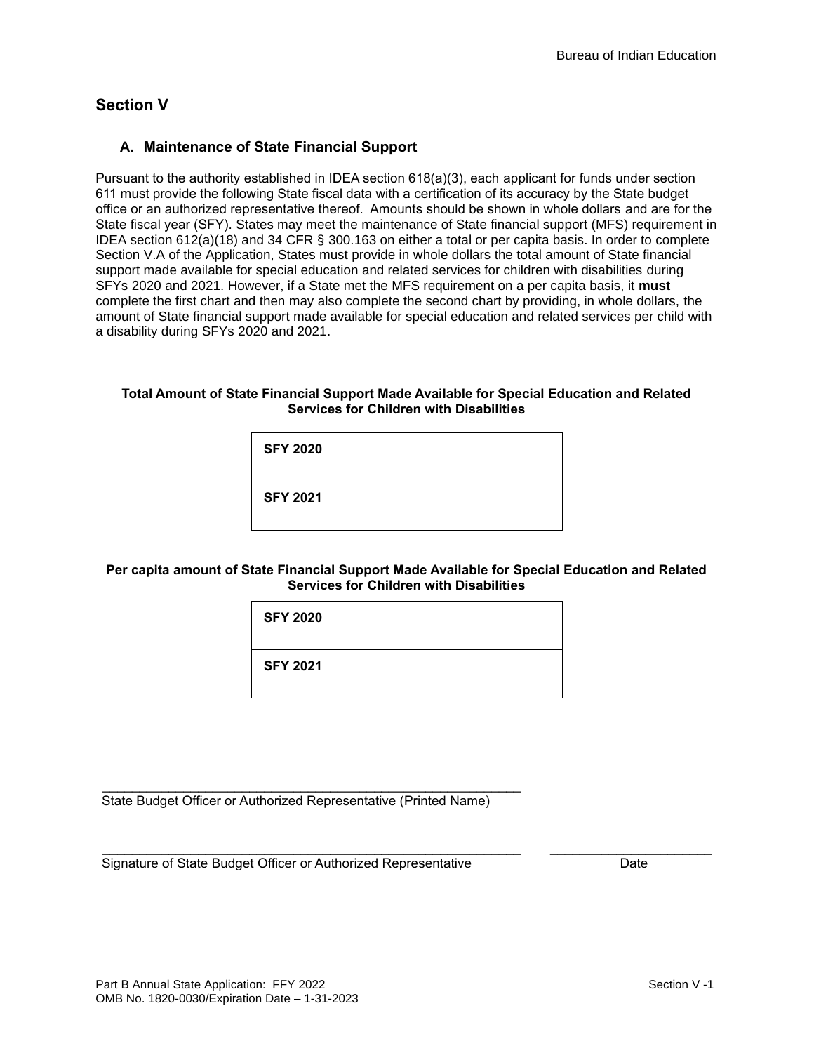## Section V

### A. Maintenance of State Financial Support

Pursuant to the authority established in IDEA section 618(a)(3), each applicant for funds under section 611 must provide the following State fiscal data with a certification of its accuracy by the State budget office or an authorized representative thereof. Amounts should be shown in whole dollars and are for the State fiscal year (SFY). States may meet the maintenance of State financial support (MFS) requirement in IDEA section 612(a)(18) and 34 CFR § 300.163 on either a total or per capita basis. In order to complete Section V.A of the Application, States must provide in whole dollars the total amount of State financial support made available for special education and related services for children with disabilities during SFYs 2020 and 2021. However, if a State met the MFS requirement on a per capita basis, it **must** complete the first chart and then may also complete the second chart by providing, in whole dollars, the amount of State financial support made available for special education and related services per child with a disability during SFYs 2020 and 2021.

**Total Amount of State Financial Support Made Available for Special Education and Related Services for Children with Disabilities**

| | |
|---|---|
| **SFY 2020** | |
| **SFY 2021** | |

**Per capita amount of State Financial Support Made Available for Special Education and Related Services for Children with Disabilities**

| | |
|---|---|
| **SFY 2020** | |
| **SFY 2021** | |

\_\_\_\_\_\_\_\_\_\_\_\_\_\_\_\_\_\_\_\_\_\_\_\_\_\_\_\_\_\_\_\_\_\_\_\_\_\_\_\_\_\_\_\_\_\_\_\_\_\_\_\_
State Budget Officer or Authorized Representative (Printed Name)

\_\_\_\_\_\_\_\_\_\_\_\_\_\_\_\_\_\_\_\_\_\_\_\_\_\_\_\_\_\_\_\_\_\_\_\_\_\_\_\_\_\_\_\_\_\_\_\_\_\_\_\_ \_\_\_\_\_\_\_\_\_\_\_\_\_\_\_\_\_\_\_\_
Signature of State Budget Officer or Authorized Representative Date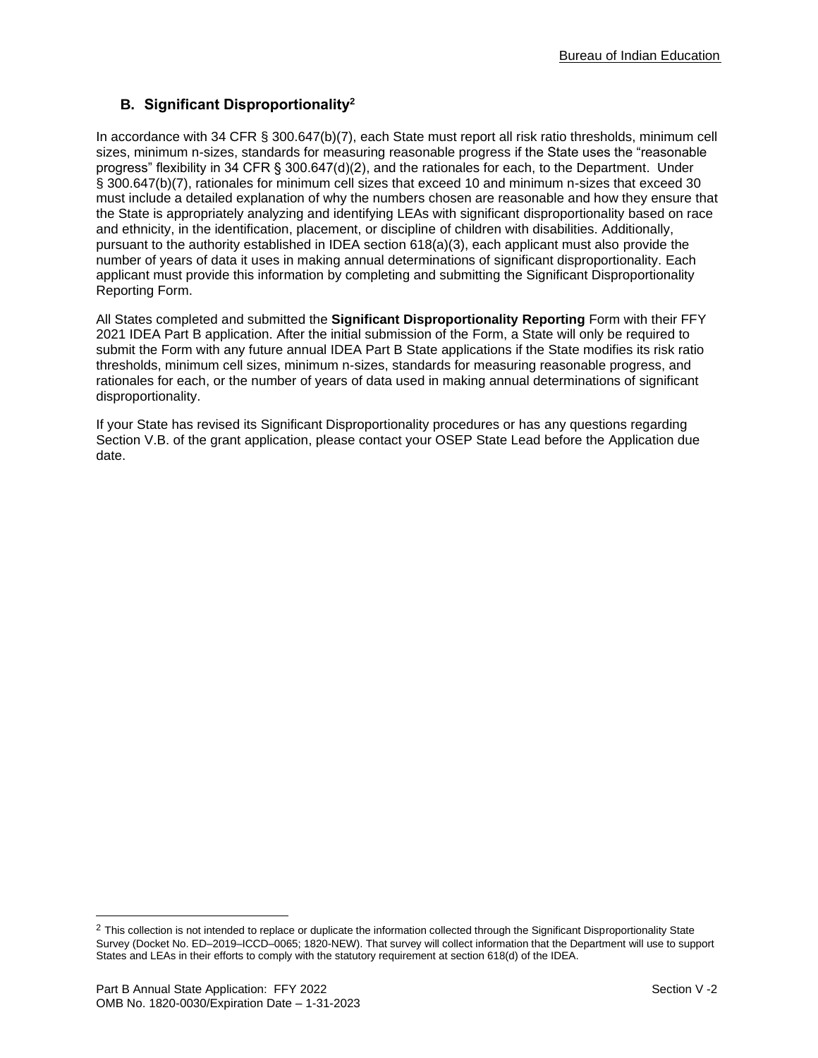## B. Significant Disproportionality[2]

In accordance with 34 CFR § 300.647(b)(7), each State must report all risk ratio thresholds, minimum cell sizes, minimum n-sizes, standards for measuring reasonable progress if the State uses the "reasonable progress" flexibility in 34 CFR § 300.647(d)(2), and the rationales for each, to the Department. Under § 300.647(b)(7), rationales for minimum cell sizes that exceed 10 and minimum n-sizes that exceed 30 must include a detailed explanation of why the numbers chosen are reasonable and how they ensure that the State is appropriately analyzing and identifying LEAs with significant disproportionality based on race and ethnicity, in the identification, placement, or discipline of children with disabilities. Additionally, pursuant to the authority established in IDEA section 618(a)(3), each applicant must also provide the number of years of data it uses in making annual determinations of significant disproportionality. Each applicant must provide this information by completing and submitting the Significant Disproportionality Reporting Form.

All States completed and submitted the **Significant Disproportionality Reporting** Form with their FFY 2021 IDEA Part B application. After the initial submission of the Form, a State will only be required to submit the Form with any future annual IDEA Part B State applications if the State modifies its risk ratio thresholds, minimum cell sizes, minimum n-sizes, standards for measuring reasonable progress, and rationales for each, or the number of years of data used in making annual determinations of significant disproportionality.

If your State has revised its Significant Disproportionality procedures or has any questions regarding Section V.B. of the grant application, please contact your OSEP State Lead before the Application due date.

---

[2] This collection is not intended to replace or duplicate the information collected through the Significant Disproportionality State Survey (Docket No. ED–2019–ICCD–0065; 1820-NEW). That survey will collect information that the Department will use to support States and LEAs in their efforts to comply with the statutory requirement at section 618(d) of the IDEA.